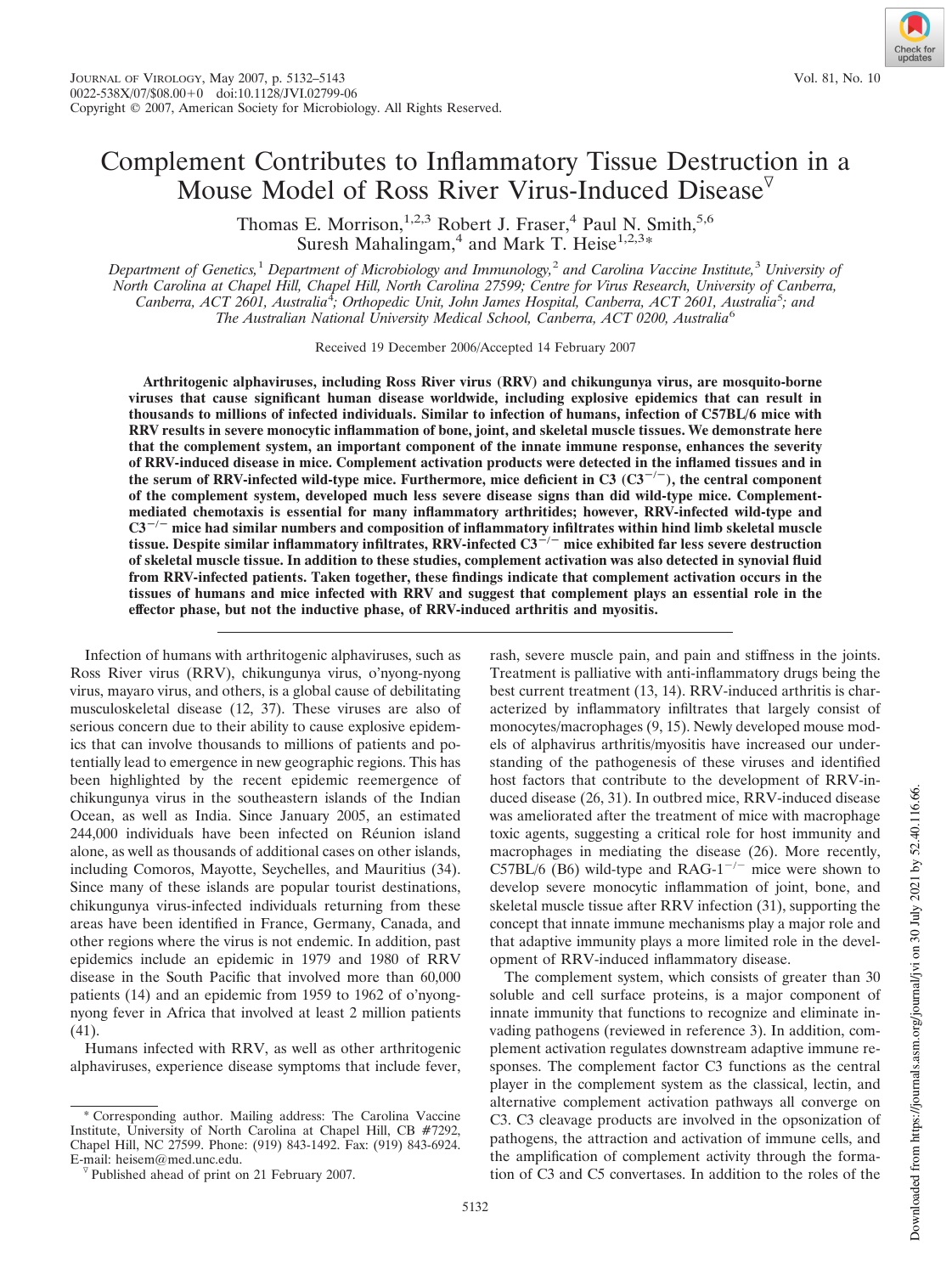# Complement Contributes to Inflammatory Tissue Destruction in a Mouse Model of Ross River Virus-Induced Disease▽

Thomas E. Morrison,[1,2,3] Robert J. Fraser,[4] Paul N. Smith,[5,6] Suresh Mahalingam,[4] and Mark T. Heise[1,2,3]*

*Department of Genetics,[1] Department of Microbiology and Immunology,[2] and Carolina Vaccine Institute,[3] University of North Carolina at Chapel Hill, Chapel Hill, North Carolina 27599; Centre for Virus Research, University of Canberra, Canberra, ACT 2601, Australia[4]; Orthopedic Unit, John James Hospital, Canberra, ACT 2601, Australia[5]; and The Australian National University Medical School, Canberra, ACT 0200, Australia[6]*

Received 19 December 2006/Accepted 14 February 2007

**Arthritogenic alphaviruses, including Ross River virus (RRV) and chikungunya virus, are mosquito-borne viruses that cause significant human disease worldwide, including explosive epidemics that can result in thousands to millions of infected individuals. Similar to infection of humans, infection of C57BL/6 mice with RRV results in severe monocytic inflammation of bone, joint, and skeletal muscle tissues. We demonstrate here that the complement system, an important component of the innate immune response, enhances the severity of RRV-induced disease in mice. Complement activation products were detected in the inflamed tissues and in the serum of RRV-infected wild-type mice. Furthermore, mice deficient in C3 ($C3^{-/-}$), the central component of the complement system, developed much less severe disease signs than did wild-type mice. Complement-mediated chemotaxis is essential for many inflammatory arthritides; however, RRV-infected wild-type and $C3^{-/-}$ mice had similar numbers and composition of inflammatory infiltrates within hind limb skeletal muscle tissue. Despite similar inflammatory infiltrates, RRV-infected $C3^{-/-}$ mice exhibited far less severe destruction of skeletal muscle tissue. In addition to these studies, complement activation was also detected in synovial fluid from RRV-infected patients. Taken together, these findings indicate that complement activation occurs in the tissues of humans and mice infected with RRV and suggest that complement plays an essential role in the effector phase, but not the inductive phase, of RRV-induced arthritis and myositis.**

Infection of humans with arthritogenic alphaviruses, such as Ross River virus (RRV), chikungunya virus, o'nyong-nyong virus, mayaro virus, and others, is a global cause of debilitating musculoskeletal disease (12, 37). These viruses are also of serious concern due to their ability to cause explosive epidemics that can involve thousands to millions of patients and potentially lead to emergence in new geographic regions. This has been highlighted by the recent epidemic reemergence of chikungunya virus in the southeastern islands of the Indian Ocean, as well as India. Since January 2005, an estimated 244,000 individuals have been infected on Réunion island alone, as well as thousands of additional cases on other islands, including Comoros, Mayotte, Seychelles, and Mauritius (34). Since many of these islands are popular tourist destinations, chikungunya virus-infected individuals returning from these areas have been identified in France, Germany, Canada, and other regions where the virus is not endemic. In addition, past epidemics include an epidemic in 1979 and 1980 of RRV disease in the South Pacific that involved more than 60,000 patients (14) and an epidemic from 1959 to 1962 of o'nyong-nyong fever in Africa that involved at least 2 million patients (41).

Humans infected with RRV, as well as other arthritogenic alphaviruses, experience disease symptoms that include fever, rash, severe muscle pain, and pain and stiffness in the joints. Treatment is palliative with anti-inflammatory drugs being the best current treatment (13, 14). RRV-induced arthritis is characterized by inflammatory infiltrates that largely consist of monocytes/macrophages (9, 15). Newly developed mouse models of alphavirus arthritis/myositis have increased our understanding of the pathogenesis of these viruses and identified host factors that contribute to the development of RRV-induced disease (26, 31). In outbred mice, RRV-induced disease was ameliorated after the treatment of mice with macrophage toxic agents, suggesting a critical role for host immunity and macrophages in mediating the disease (26). More recently, C57BL/6 (B6) wild-type and RAG-$1^{-/-}$ mice were shown to develop severe monocytic inflammation of joint, bone, and skeletal muscle tissue after RRV infection (31), supporting the concept that innate immune mechanisms play a major role and that adaptive immunity plays a more limited role in the development of RRV-induced inflammatory disease.

The complement system, which consists of greater than 30 soluble and cell surface proteins, is a major component of innate immunity that functions to recognize and eliminate invading pathogens (reviewed in reference 3). In addition, complement activation regulates downstream adaptive immune responses. The complement factor C3 functions as the central player in the complement system as the classical, lectin, and alternative complement activation pathways all converge on C3. C3 cleavage products are involved in the opsonization of pathogens, the attraction and activation of immune cells, and the amplification of complement activity through the formation of C3 and C5 convertases. In addition to the roles of the

* Corresponding author. Mailing address: The Carolina Vaccine Institute, University of North Carolina at Chapel Hill, CB #7292, Chapel Hill, NC 27599. Phone: (919) 843-1492. Fax: (919) 843-6924. E-mail: heisem@med.unc.edu.

▽ Published ahead of print on 21 February 2007.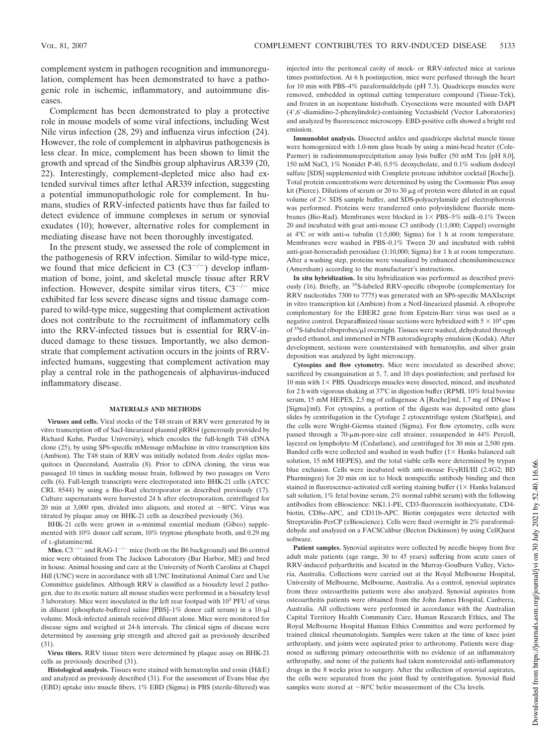complement system in pathogen recognition and immunoregulation, complement has been demonstrated to have a pathogenic role in ischemic, inflammatory, and autoimmune diseases.

Complement has been demonstrated to play a protective role in mouse models of some viral infections, including West Nile virus infection (28, 29) and influenza virus infection (24). However, the role of complement in alphavirus pathogenesis is less clear. In mice, complement has been shown to limit the growth and spread of the Sindbis group alphavirus AR339 (20, 22). Interestingly, complement-depleted mice also had extended survival times after lethal AR339 infection, suggesting a potential immunopathologic role for complement. In humans, studies of RRV-infected patients have thus far failed to detect evidence of immune complexes in serum or synovial exudates (10); however, alternative roles for complement in mediating disease have not been thoroughly investigated.

In the present study, we assessed the role of complement in the pathogenesis of RRV infection. Similar to wild-type mice, we found that mice deficient in C3 ($C3^{-/-}$) develop inflammation of bone, joint, and skeletal muscle tissue after RRV infection. However, despite similar virus titers, $C3^{-/-}$ mice exhibited far less severe disease signs and tissue damage compared to wild-type mice, suggesting that complement activation does not contribute to the recruitment of inflammatory cells into the RRV-infected tissues but is essential for RRV-induced damage to these tissues. Importantly, we also demonstrate that complement activation occurs in the joints of RRV-infected humans, suggesting that complement activation may play a central role in the pathogenesis of alphavirus-induced inflammatory disease.

## MATERIALS AND METHODS

**Viruses and cells.** Viral stocks of the T48 strain of RRV were generated by in vitro transcription off of SacI-linearized plasmid pRR64 (generously provided by Richard Kuhn, Purdue University), which encodes the full-length T48 cDNA clone (25), by using SP6-specific mMessage mMachine in vitro transcription kits (Ambion). The T48 stain of RRV was initially isolated from *Aedes vigilax* mosquitoes in Queensland, Australia (8). Prior to cDNA cloning, the virus was passaged 10 times in suckling mouse brain, followed by two passages on Vero cells (6). Full-length transcripts were electroporated into BHK-21 cells (ATCC CRL 8544) by using a Bio-Rad electroporator as described previously (17). Culture supernatants were harvested 24 h after electroporation, centrifuged for 20 min at 3,000 rpm, divided into aliquots, and stored at −80°C. Virus was titrated by plaque assay on BHK-21 cells as described previously (36).

BHK-21 cells were grown in α-minimal essential medium (Gibco) supplemented with 10% donor calf serum, 10% tryptose phosphate broth, and 0.29 mg of L-glutamine/ml.

**Mice.** $C3^{-/-}$ and RAG-$1^{-/-}$ mice (both on the B6 background) and B6 control mice were obtained from The Jackson Laboratory (Bar Harbor, ME) and bred in house. Animal housing and care at the University of North Carolina at Chapel Hill (UNC) were in accordance with all UNC Institutional Animal Care and Use Committee guidelines. Although RRV is classified as a biosafety level 2 pathogen, due to its exotic nature all mouse studies were performed in a biosafety level 3 laboratory. Mice were inoculated in the left rear footpad with $10^3$ PFU of virus in diluent (phosphate-buffered saline [PBS]–1% donor calf serum) in a 10-μl volume. Mock-infected animals received diluent alone. Mice were monitored for disease signs and weighed at 24-h intervals. The clinical signs of disease were determined by assessing grip strength and altered gait as previously described (31).

**Virus titers.** RRV tissue titers were determined by plaque assay on BHK-21 cells as previously described (31).

**Histological analysis.** Tissues were stained with hematoxylin and eosin (H&E) and analyzed as previously described (31). For the assessment of Evans blue dye (EBD) uptake into muscle fibers, 1% EBD (Sigma) in PBS (sterile-filtered) was injected into the peritoneal cavity of mock- or RRV-infected mice at various times postinfection. At 6 h postinjection, mice were perfused through the heart for 10 min with PBS–4% paraformaldehyde (pH 7.3). Quadriceps muscles were removed, embedded in optimal cutting temperature compound (Tissue-Tek), and frozen in an isopentane histobath. Cryosections were mounted with DAPI (4′,6′-diamidino-2-phenylindole)-containing Vectashield (Vector Laboratories) and analyzed by fluorescence microscopy. EBD-positive cells showed a bright red emission.

**Immunoblot analysis.** Dissected ankles and quadriceps skeletal muscle tissue were homogenized with 1.0-mm glass beads by using a mini-bead beater (Cole-Parmer) in radioimmunoprecipitation assay lysis buffer (50 mM Tris [pH 8.0], 150 mM NaCl, 1% Nonidet P-40, 0.5% deoxycholate, and 0.1% sodium dodecyl sulfate [SDS] supplemented with Complete protease inhibitor cocktail [Roche]). Total protein concentrations were determined by using the Coomassie Plus assay kit (Pierce). Dilutions of serum or 20 to 30 μg of protein were diluted in an equal volume of 2× SDS sample buffer, and SDS-polyacrylamide gel electrophoresis was performed. Proteins were transferred onto polyvinylidene fluoride membranes (Bio-Rad). Membranes were blocked in 1× PBS–5% milk–0.1% Tween 20 and incubated with goat anti-mouse C3 antibody (1:1,000; Cappel) overnight at 4°C or with anti-α tubulin (1:5,000; Sigma) for 1 h at room temperature. Membranes were washed in PBS–0.1% Tween 20 and incubated with rabbit anti-goat-horseradish peroxidase (1:10,000; Sigma) for 1 h at room temperature. After a washing step, proteins were visualized by enhanced chemiluminescence (Amersham) according to the manufacturer's instructions.

**In situ hybridization.** In situ hybridization was performed as described previously (16). Briefly, an $^{35}$S-labeled RRV-specific riboprobe (complementary for RRV nucleotides 7300 to 7775) was generated with an SP6-specific MAXIscript in vitro transcription kit (Ambion) from a NotI-linearized plasmid. A riboprobe complementary for the EBER2 gene from Epstein-Barr virus was used as a negative control. Deparaffinized tissue sections were hybridized with $5 \times 10^4$ cpm of $^{35}$S-labeled riboprobes/μl overnight. Tissues were washed, dehydrated through graded ethanol, and immersed in NTB autoradiography emulsion (Kodak). After development, sections were counterstained with hematoxylin, and silver grain deposition was analyzed by light microscopy.

**Cytospins and flow cytometry.** Mice were inoculated as described above; sacrificed by exsanguination at 5, 7, and 10 days postinfection; and perfused for 10 min with 1× PBS. Quadriceps muscles were dissected, minced, and incubated for 2 h with vigorous shaking at 37°C in digestion buffer (RPMI, 10% fetal bovine serum, 15 mM HEPES, 2.5 mg of collagenase A [Roche]/ml, 1.7 mg of DNase I [Sigma]/ml). For cytospins, a portion of the digests was deposited onto glass slides by centrifugation in the Cytofuge 2 cytocentrifuge system (StatSpin), and the cells were Wright-Giemsa stained (Sigma). For flow cytometry, cells were passed through a 70-μm-pore-size cell strainer, resuspended in 44% Percoll, layered on lympholyte-M (Cedarlane), and centrifuged for 30 min at 2,500 rpm. Banded cells were collected and washed in wash buffer (1× Hanks balanced salt solution, 15 mM HEPES), and the total viable cells were determined by trypan blue exclusion. Cells were incubated with anti-mouse FcγRII/III (2.4G2; BD Pharmingen) for 20 min on ice to block nonspecific antibody binding and then stained in fluorescence-activated cell sorting staining buffer (1× Hanks balanced salt solution, 1% fetal bovine serum, 2% normal rabbit serum) with the following antibodies from eBioscience: NK1.1-PE, CD3-fluorescein isothiocyanate, CD4-biotin, CD8α-APC, and CD11b-APC. Biotin conjugates were detected with Streptavidin-PerCP (eBioscience). Cells were fixed overnight in 2% paraformaldehyde and analyzed on a FACSCalibur (Becton Dickinson) by using CellQuest software.

**Patient samples.** Synovial aspirates were collected by needle biopsy from five adult male patients (age range, 30 to 45 years) suffering from acute cases of RRV-induced polyarthritis and located in the Murray-Goulburn Valley, Victoria, Australia. Collections were carried out at the Royal Melbourne Hospital, University of Melbourne, Melbourne, Australia. As a control, synovial aspirates from three osteoarthritis patients were also analyzed. Synovial aspirates from osteoarthritis patients were obtained from the John James Hospital, Canberra, Australia. All collections were performed in accordance with the Australian Capital Territory Health Community Care, Human Research Ethics, and The Royal Melbourne Hospital Human Ethics Committee and were performed by trained clinical rheumatologists. Samples were taken at the time of knee joint arthroplasty, and joints were aspirated prior to arthrotomy. Patients were diagnosed as suffering primary osteoarthritis with no evidence of an inflammatory arthropathy, and none of the patients had taken nonsteroidal anti-inflammatory drugs in the 8 weeks prior to surgery. After the collection of synovial aspirates, the cells were separated from the joint fluid by centrifugation. Synovial fluid samples were stored at −80°C befor measurement of the C3a levels.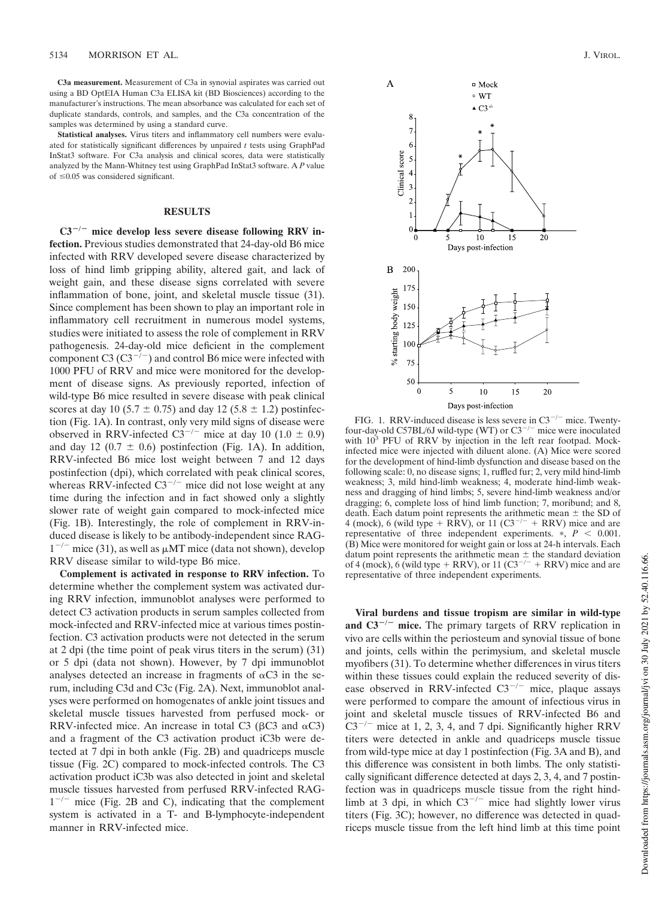**C3a measurement.** Measurement of C3a in synovial aspirates was carried out using a BD OptEIA Human C3a ELISA kit (BD Biosciences) according to the manufacturer's instructions. The mean absorbance was calculated for each set of duplicate standards, controls, and samples, and the C3a concentration of the samples was determined by using a standard curve.

**Statistical analyses.** Virus titers and inflammatory cell numbers were evaluated for statistically significant differences by unpaired *t* tests using GraphPad InStat3 software. For C3a analysis and clinical scores, data were statistically analyzed by the Mann-Whitney test using GraphPad InStat3 software. A *P* value of $\leq$0.05 was considered significant.

## RESULTS

**$C3^{-/-}$ mice develop less severe disease following RRV infection.** Previous studies demonstrated that 24-day-old B6 mice infected with RRV developed severe disease characterized by loss of hind limb gripping ability, altered gait, and lack of weight gain, and these disease signs correlated with severe inflammation of bone, joint, and skeletal muscle tissue (31). Since complement has been shown to play an important role in inflammatory cell recruitment in numerous model systems, studies were initiated to assess the role of complement in RRV pathogenesis. 24-day-old mice deficient in the complement component C3 ($C3^{-/-}$) and control B6 mice were infected with 1000 PFU of RRV and mice were monitored for the development of disease signs. As previously reported, infection of wild-type B6 mice resulted in severe disease with peak clinical scores at day 10 (5.7 $\pm$ 0.75) and day 12 (5.8 $\pm$ 1.2) postinfection (Fig. 1A). In contrast, only very mild signs of disease were observed in RRV-infected $C3^{-/-}$ mice at day 10 (1.0 $\pm$ 0.9) and day 12 (0.7 $\pm$ 0.6) postinfection (Fig. 1A). In addition, RRV-infected B6 mice lost weight between 7 and 12 days postinfection (dpi), which correlated with peak clinical scores, whereas RRV-infected $C3^{-/-}$ mice did not lose weight at any time during the infection and in fact showed only a slightly slower rate of weight gain compared to mock-infected mice (Fig. 1B). Interestingly, the role of complement in RRV-induced disease is likely to be antibody-independent since $RAG-1^{-/-}$ mice (31), as well as μMT mice (data not shown), develop RRV disease similar to wild-type B6 mice.

**Complement is activated in response to RRV infection.** To determine whether the complement system was activated during RRV infection, immunoblot analyses were performed to detect C3 activation products in serum samples collected from mock-infected and RRV-infected mice at various times postinfection. C3 activation products were not detected in the serum at 2 dpi (the time point of peak virus titers in the serum) (31) or 5 dpi (data not shown). However, by 7 dpi immunoblot analyses detected an increase in fragments of αC3 in the serum, including C3d and C3c (Fig. 2A). Next, immunoblot analyses were performed on homogenates of ankle joint tissues and skeletal muscle tissues harvested from perfused mock- or RRV-infected mice. An increase in total C3 (βC3 and αC3) and a fragment of the C3 activation product iC3b were detected at 7 dpi in both ankle (Fig. 2B) and quadriceps muscle tissue (Fig. 2C) compared to mock-infected controls. The C3 activation product iC3b was also detected in joint and skeletal muscle tissues harvested from perfused RRV-infected $RAG-1^{-/-}$ mice (Fig. 2B and C), indicating that the complement system is activated in a T- and B-lymphocyte-independent manner in RRV-infected mice.

FIG. 1. RRV-induced disease is less severe in $C3^{-/-}$ mice. Twenty-four-day-old C57BL/6J wild-type (WT) or $C3^{-/-}$ mice were inoculated with $10^3$ PFU of RRV by injection in the left rear footpad. Mock-infected mice were injected with diluent alone. (A) Mice were scored for the development of hind-limb dysfunction and disease based on the following scale: 0, no disease signs; 1, ruffled fur; 2, very mild hind-limb weakness; 3, mild hind-limb weakness; 4, moderate hind-limb weakness and dragging of hind limbs; 5, severe hind-limb weakness and/or dragging; 6, complete loss of hind limb function; 7, moribund; and 8, death. Each datum point represents the arithmetic mean $\pm$ the SD of 4 (mock), 6 (wild type + RRV), or 11 ($C3^{-/-}$ + RRV) mice and are representative of three independent experiments. *, $P < 0.001$. (B) Mice were monitored for weight gain or loss at 24-h intervals. Each datum point represents the arithmetic mean $\pm$ the standard deviation of 4 (mock), 6 (wild type + RRV), or 11 ($C3^{-/-}$ + RRV) mice and are representative of three independent experiments.

**Viral burdens and tissue tropism are similar in wild-type and $C3^{-/-}$ mice.** The primary targets of RRV replication in vivo are cells within the periosteum and synovial tissue of bone and joints, cells within the perimysium, and skeletal muscle myofibers (31). To determine whether differences in virus titers within these tissues could explain the reduced severity of disease observed in RRV-infected $C3^{-/-}$ mice, plaque assays were performed to compare the amount of infectious virus in joint and skeletal muscle tissues of RRV-infected B6 and $C3^{-/-}$ mice at 1, 2, 3, 4, and 7 dpi. Significantly higher RRV titers were detected in ankle and quadriceps muscle tissue from wild-type mice at day 1 postinfection (Fig. 3A and B), and this difference was consistent in both limbs. The only statistically significant difference detected at days 2, 3, 4, and 7 postinfection was in quadriceps muscle tissue from the right hindlimb at 3 dpi, in which $C3^{-/-}$ mice had slightly lower virus titers (Fig. 3C); however, no difference was detected in quadriceps muscle tissue from the left hind limb at this time point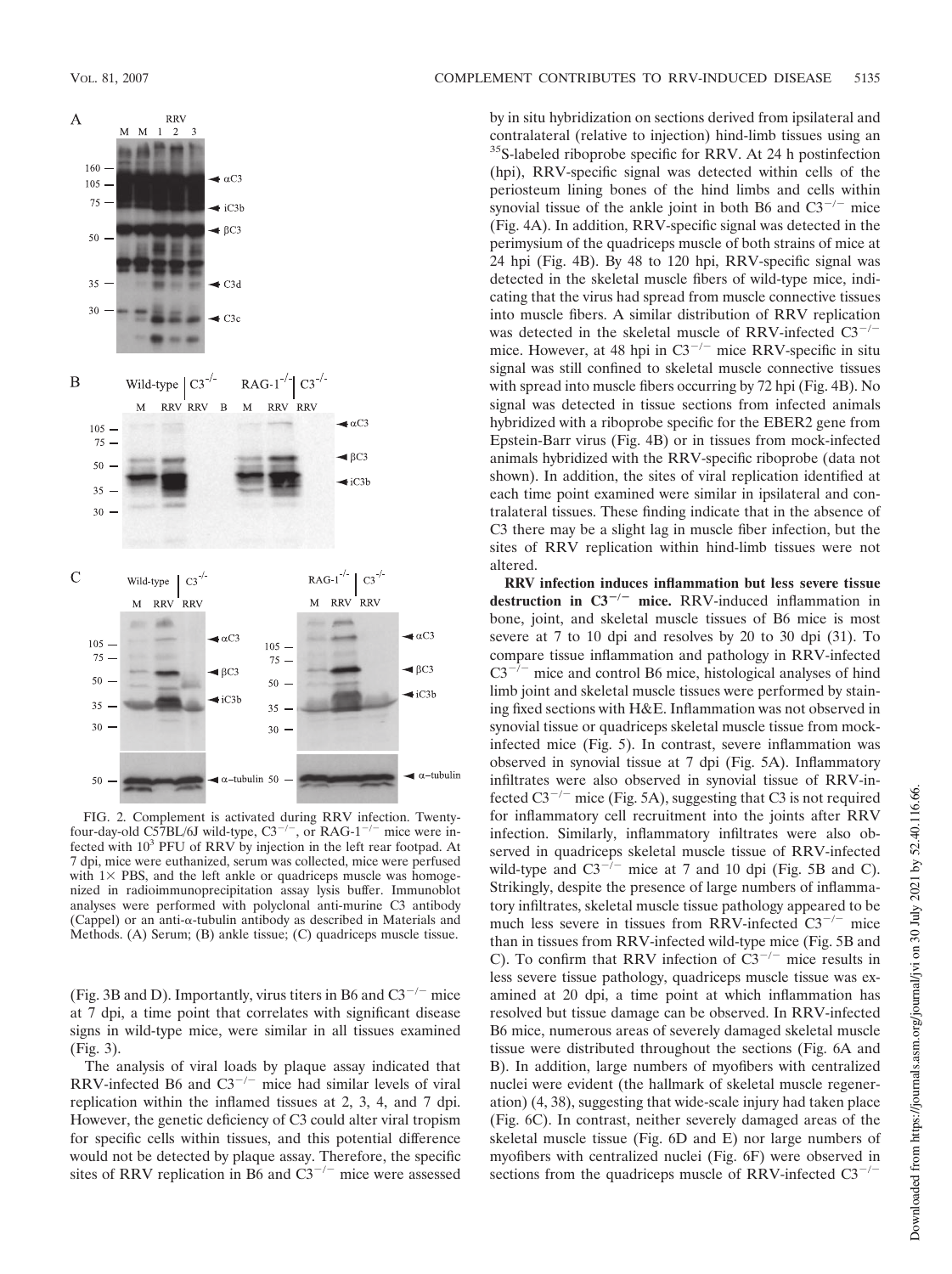FIG. 2. Complement is activated during RRV infection. Twenty-four-day-old C57BL/6J wild-type, C3$^{-/-}$, or RAG-1$^{-/-}$ mice were infected with $10^3$ PFU of RRV by injection in the left rear footpad. At 7 dpi, mice were euthanized, serum was collected, mice were perfused with 1× PBS, and the left ankle or quadriceps muscle was homogenized in radioimmunoprecipitation assay lysis buffer. Immunoblot analyses were performed with polyclonal anti-murine C3 antibody (Cappel) or an anti-α-tubulin antibody as described in Materials and Methods. (A) Serum; (B) ankle tissue; (C) quadriceps muscle tissue.

(Fig. 3B and D). Importantly, virus titers in B6 and C3$^{-/-}$ mice at 7 dpi, a time point that correlates with significant disease signs in wild-type mice, were similar in all tissues examined (Fig. 3).

The analysis of viral loads by plaque assay indicated that RRV-infected B6 and C3$^{-/-}$ mice had similar levels of viral replication within the inflamed tissues at 2, 3, 4, and 7 dpi. However, the genetic deficiency of C3 could alter viral tropism for specific cells within tissues, and this potential difference would not be detected by plaque assay. Therefore, the specific sites of RRV replication in B6 and C3$^{-/-}$ mice were assessed by in situ hybridization on sections derived from ipsilateral and contralateral (relative to injection) hind-limb tissues using an $^{35}$S-labeled riboprobe specific for RRV. At 24 h postinfection (hpi), RRV-specific signal was detected within cells of the periosteum lining bones of the hind limbs and cells within synovial tissue of the ankle joint in both B6 and C3$^{-/-}$ mice (Fig. 4A). In addition, RRV-specific signal was detected in the perimysium of the quadriceps muscle of both strains of mice at 24 hpi (Fig. 4B). By 48 to 120 hpi, RRV-specific signal was detected in the skeletal muscle fibers of wild-type mice, indicating that the virus had spread from muscle connective tissues into muscle fibers. A similar distribution of RRV replication was detected in the skeletal muscle of RRV-infected C3$^{-/-}$ mice. However, at 48 hpi in C3$^{-/-}$ mice RRV-specific in situ signal was still confined to skeletal muscle connective tissues with spread into muscle fibers occurring by 72 hpi (Fig. 4B). No signal was detected in tissue sections from infected animals hybridized with a riboprobe specific for the EBER2 gene from Epstein-Barr virus (Fig. 4B) or in tissues from mock-infected animals hybridized with the RRV-specific riboprobe (data not shown). In addition, the sites of viral replication identified at each time point examined were similar in ipsilateral and contralateral tissues. These finding indicate that in the absence of C3 there may be a slight lag in muscle fiber infection, but the sites of RRV replication within hind-limb tissues were not altered.

**RRV infection induces inflammation but less severe tissue destruction in C3$^{-/-}$ mice.** RRV-induced inflammation in bone, joint, and skeletal muscle tissues of B6 mice is most severe at 7 to 10 dpi and resolves by 20 to 30 dpi (31). To compare tissue inflammation and pathology in RRV-infected C3$^{-/-}$ mice and control B6 mice, histological analyses of hind limb joint and skeletal muscle tissues were performed by staining fixed sections with H&E. Inflammation was not observed in synovial tissue or quadriceps skeletal muscle tissue from mock-infected mice (Fig. 5). In contrast, severe inflammation was observed in synovial tissue at 7 dpi (Fig. 5A). Inflammatory infiltrates were also observed in synovial tissue of RRV-infected C3$^{-/-}$ mice (Fig. 5A), suggesting that C3 is not required for inflammatory cell recruitment into the joints after RRV infection. Similarly, inflammatory infiltrates were also observed in quadriceps skeletal muscle tissue of RRV-infected wild-type and C3$^{-/-}$ mice at 7 and 10 dpi (Fig. 5B and C). Strikingly, despite the presence of large numbers of inflammatory infiltrates, skeletal muscle tissue pathology appeared to be much less severe in tissues from RRV-infected C3$^{-/-}$ mice than in tissues from RRV-infected wild-type mice (Fig. 5B and C). To confirm that RRV infection of C3$^{-/-}$ mice results in less severe tissue pathology, quadriceps muscle tissue was examined at 20 dpi, a time point at which inflammation has resolved but tissue damage can be observed. In RRV-infected B6 mice, numerous areas of severely damaged skeletal muscle tissue were distributed throughout the sections (Fig. 6A and B). In addition, large numbers of myofibers with centralized nuclei were evident (the hallmark of skeletal muscle regeneration) (4, 38), suggesting that wide-scale injury had taken place (Fig. 6C). In contrast, neither severely damaged areas of the skeletal muscle tissue (Fig. 6D and E) nor large numbers of myofibers with centralized nuclei (Fig. 6F) were observed in sections from the quadriceps muscle of RRV-infected C3$^{-/-}$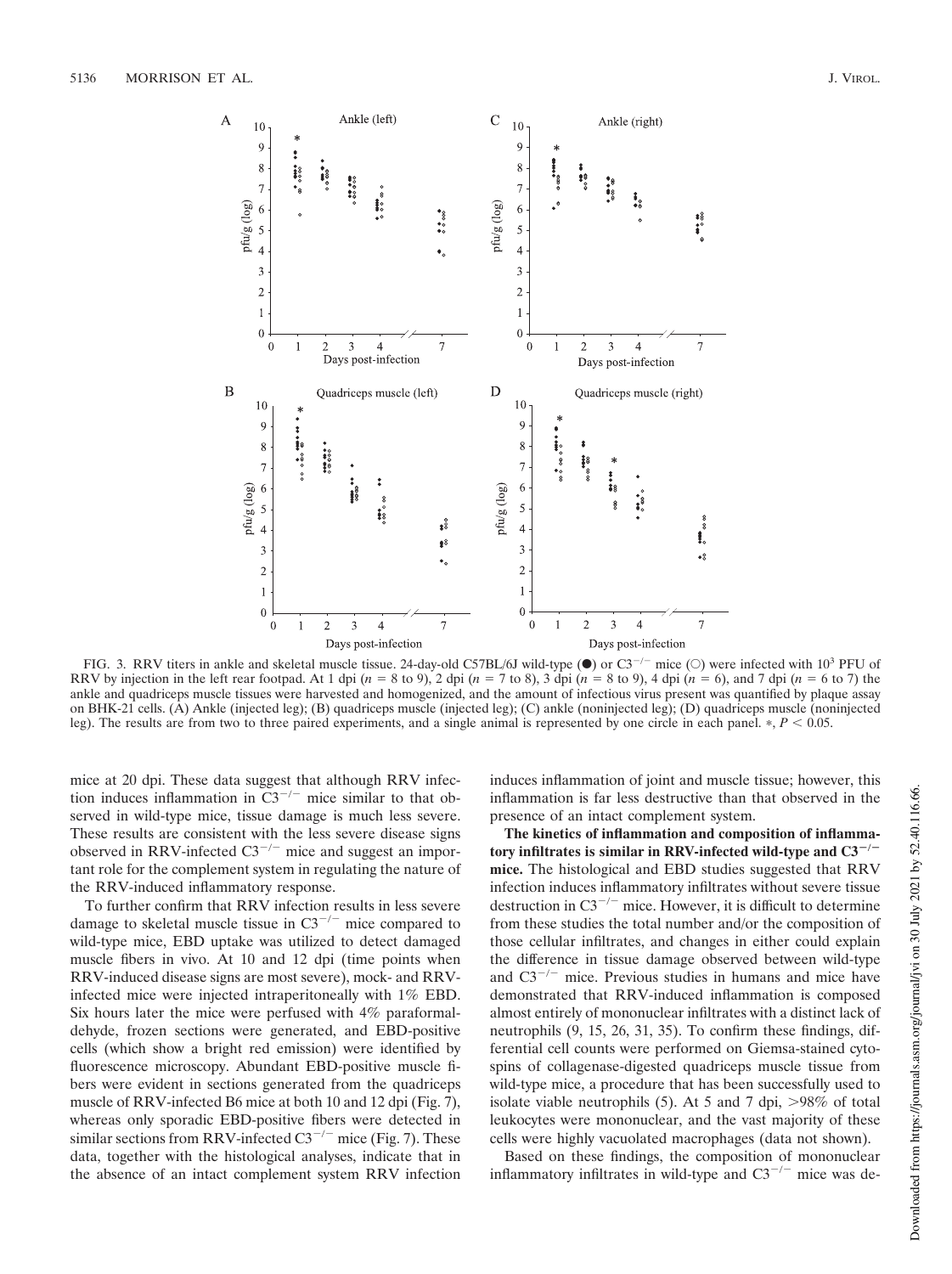FIG. 3. RRV titers in ankle and skeletal muscle tissue. 24-day-old C57BL/6J wild-type (●) or $C3^{-/-}$ mice (○) were infected with $10^3$ PFU of RRV by injection in the left rear footpad. At 1 dpi ($n = 8$ to 9), 2 dpi ($n = 7$ to 8), 3 dpi ($n = 8$ to 9), 4 dpi ($n = 6$), and 7 dpi ($n = 6$ to 7) the ankle and quadriceps muscle tissues were harvested and homogenized, and the amount of infectious virus present was quantified by plaque assay on BHK-21 cells. (A) Ankle (injected leg); (B) quadriceps muscle (injected leg); (C) ankle (noninjected leg); (D) quadriceps muscle (noninjected leg). The results are from two to three paired experiments, and a single animal is represented by one circle in each panel. *, $P < 0.05$.

mice at 20 dpi. These data suggest that although RRV infection induces inflammation in $C3^{-/-}$ mice similar to that observed in wild-type mice, tissue damage is much less severe. These results are consistent with the less severe disease signs observed in RRV-infected $C3^{-/-}$ mice and suggest an important role for the complement system in regulating the nature of the RRV-induced inflammatory response.

To further confirm that RRV infection results in less severe damage to skeletal muscle tissue in $C3^{-/-}$ mice compared to wild-type mice, EBD uptake was utilized to detect damaged muscle fibers in vivo. At 10 and 12 dpi (time points when RRV-induced disease signs are most severe), mock- and RRV-infected mice were injected intraperitoneally with 1% EBD. Six hours later the mice were perfused with 4% paraformaldehyde, frozen sections were generated, and EBD-positive cells (which show a bright red emission) were identified by fluorescence microscopy. Abundant EBD-positive muscle fibers were evident in sections generated from the quadriceps muscle of RRV-infected B6 mice at both 10 and 12 dpi (Fig. 7), whereas only sporadic EBD-positive fibers were detected in similar sections from RRV-infected $C3^{-/-}$ mice (Fig. 7). These data, together with the histological analyses, indicate that in the absence of an intact complement system RRV infection induces inflammation of joint and muscle tissue; however, this inflammation is far less destructive than that observed in the presence of an intact complement system.

**The kinetics of inflammation and composition of inflammatory infiltrates is similar in RRV-infected wild-type and $C3^{-/-}$ mice.** The histological and EBD studies suggested that RRV infection induces inflammatory infiltrates without severe tissue destruction in $C3^{-/-}$ mice. However, it is difficult to determine from these studies the total number and/or the composition of those cellular infiltrates, and changes in either could explain the difference in tissue damage observed between wild-type and $C3^{-/-}$ mice. Previous studies in humans and mice have demonstrated that RRV-induced inflammation is composed almost entirely of mononuclear infiltrates with a distinct lack of neutrophils (9, 15, 26, 31, 35). To confirm these findings, differential cell counts were performed on Giemsa-stained cytospins of collagenase-digested quadriceps muscle tissue from wild-type mice, a procedure that has been successfully used to isolate viable neutrophils (5). At 5 and 7 dpi, >98% of total leukocytes were mononuclear, and the vast majority of these cells were highly vacuolated macrophages (data not shown).

Based on these findings, the composition of mononuclear inflammatory infiltrates in wild-type and $C3^{-/-}$ mice was de-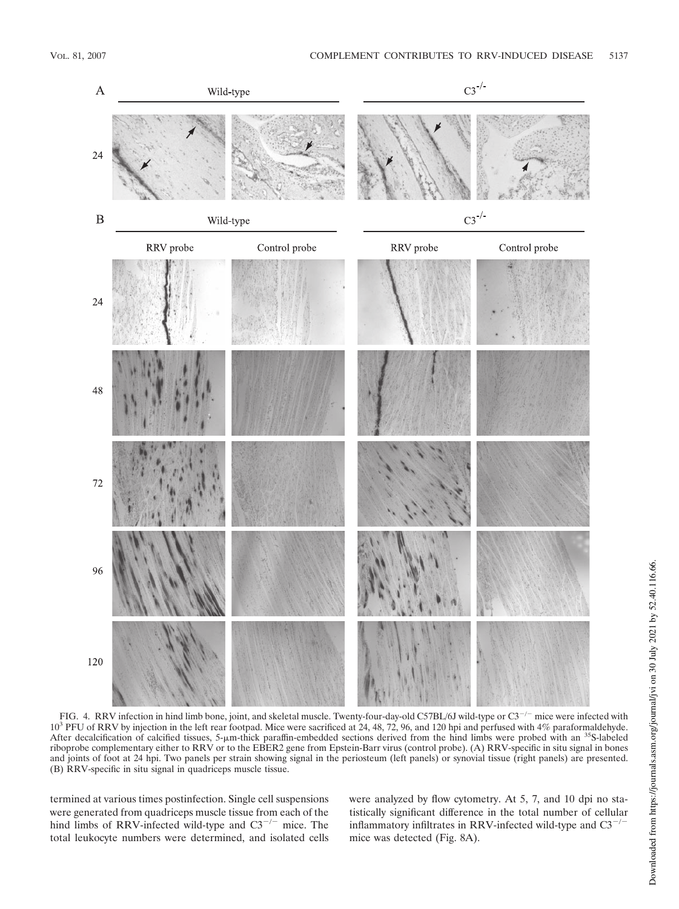FIG. 4. RRV infection in hind limb bone, joint, and skeletal muscle. Twenty-four-day-old C57BL/6J wild-type or $C3^{-/-}$ mice were infected with $10^3$ PFU of RRV by injection in the left rear footpad. Mice were sacrificed at 24, 48, 72, 96, and 120 hpi and perfused with 4% paraformaldehyde. After decalcification of calcified tissues, 5-μm-thick paraffin-embedded sections derived from the hind limbs were probed with an $^{35}S$-labeled riboprobe complementary either to RRV or to the EBER2 gene from Epstein-Barr virus (control probe). (A) RRV-specific in situ signal in bones and joints of foot at 24 hpi. Two panels per strain showing signal in the periosteum (left panels) or synovial tissue (right panels) are presented. (B) RRV-specific in situ signal in quadriceps muscle tissue.

termined at various times postinfection. Single cell suspensions were generated from quadriceps muscle tissue from each of the hind limbs of RRV-infected wild-type and $C3^{-/-}$ mice. The total leukocyte numbers were determined, and isolated cells were analyzed by flow cytometry. At 5, 7, and 10 dpi no statistically significant difference in the total number of cellular inflammatory infiltrates in RRV-infected wild-type and $C3^{-/-}$ mice was detected (Fig. 8A).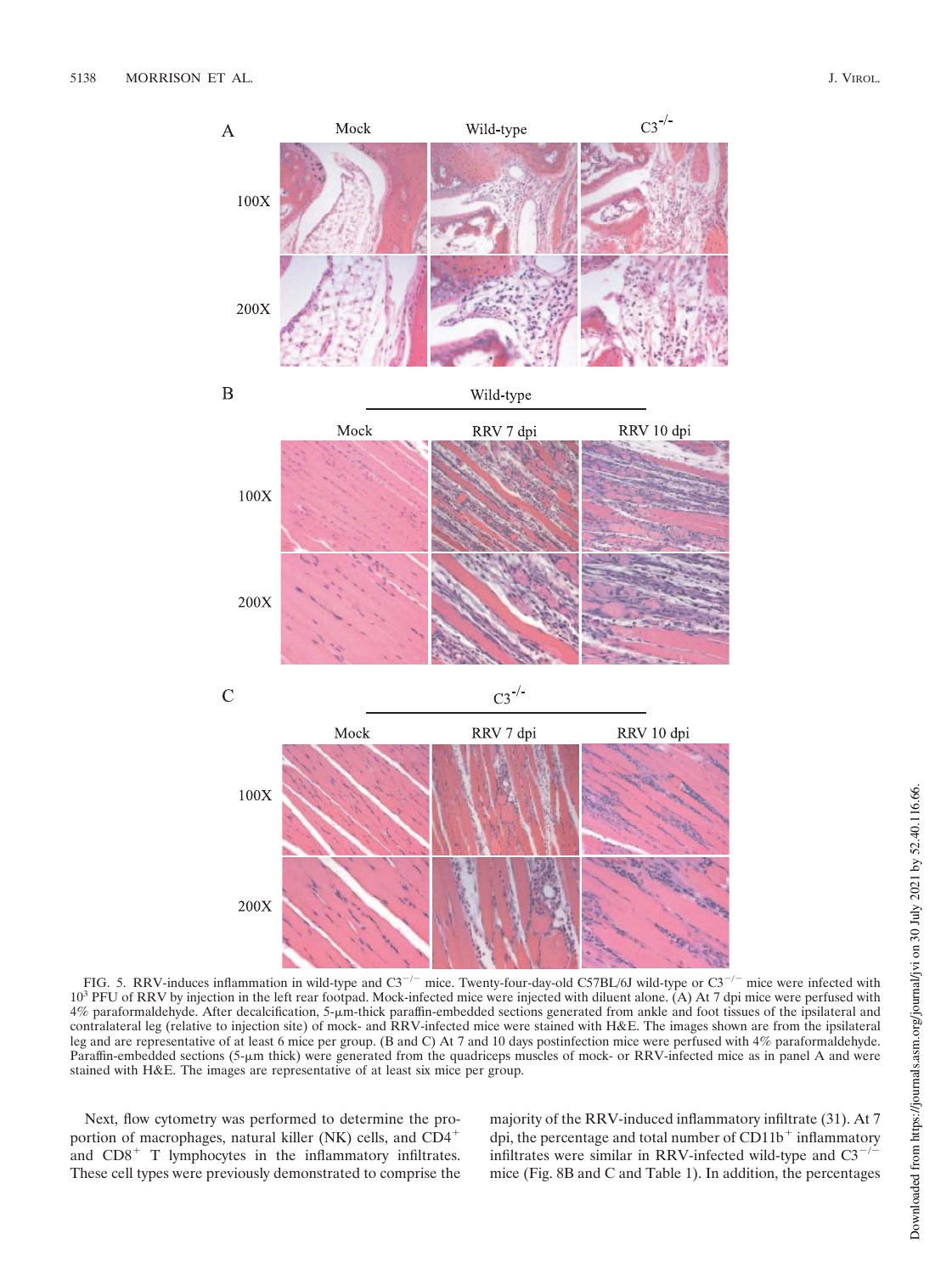FIG. 5. RRV-induces inflammation in wild-type and C3$^{-/-}$ mice. Twenty-four-day-old C57BL/6J wild-type or C3$^{-/-}$ mice were infected with $10^3$ PFU of RRV by injection in the left rear footpad. Mock-infected mice were injected with diluent alone. (A) At 7 dpi mice were perfused with 4% paraformaldehyde. After decalcification, 5-μm-thick paraffin-embedded sections generated from ankle and foot tissues of the ipsilateral and contralateral leg (relative to injection site) of mock- and RRV-infected mice were stained with H&E. The images shown are from the ipsilateral leg and are representative of at least 6 mice per group. (B and C) At 7 and 10 days postinfection mice were perfused with 4% paraformaldehyde. Paraffin-embedded sections (5-μm thick) were generated from the quadriceps muscles of mock- or RRV-infected mice as in panel A and were stained with H&E. The images are representative of at least six mice per group.

Next, flow cytometry was performed to determine the proportion of macrophages, natural killer (NK) cells, and CD4$^+$ and CD8$^+$ T lymphocytes in the inflammatory infiltrates. These cell types were previously demonstrated to comprise the majority of the RRV-induced inflammatory infiltrate (31). At 7 dpi, the percentage and total number of CD11b$^+$ inflammatory infiltrates were similar in RRV-infected wild-type and C3$^{-/-}$ mice (Fig. 8B and C and Table 1). In addition, the percentages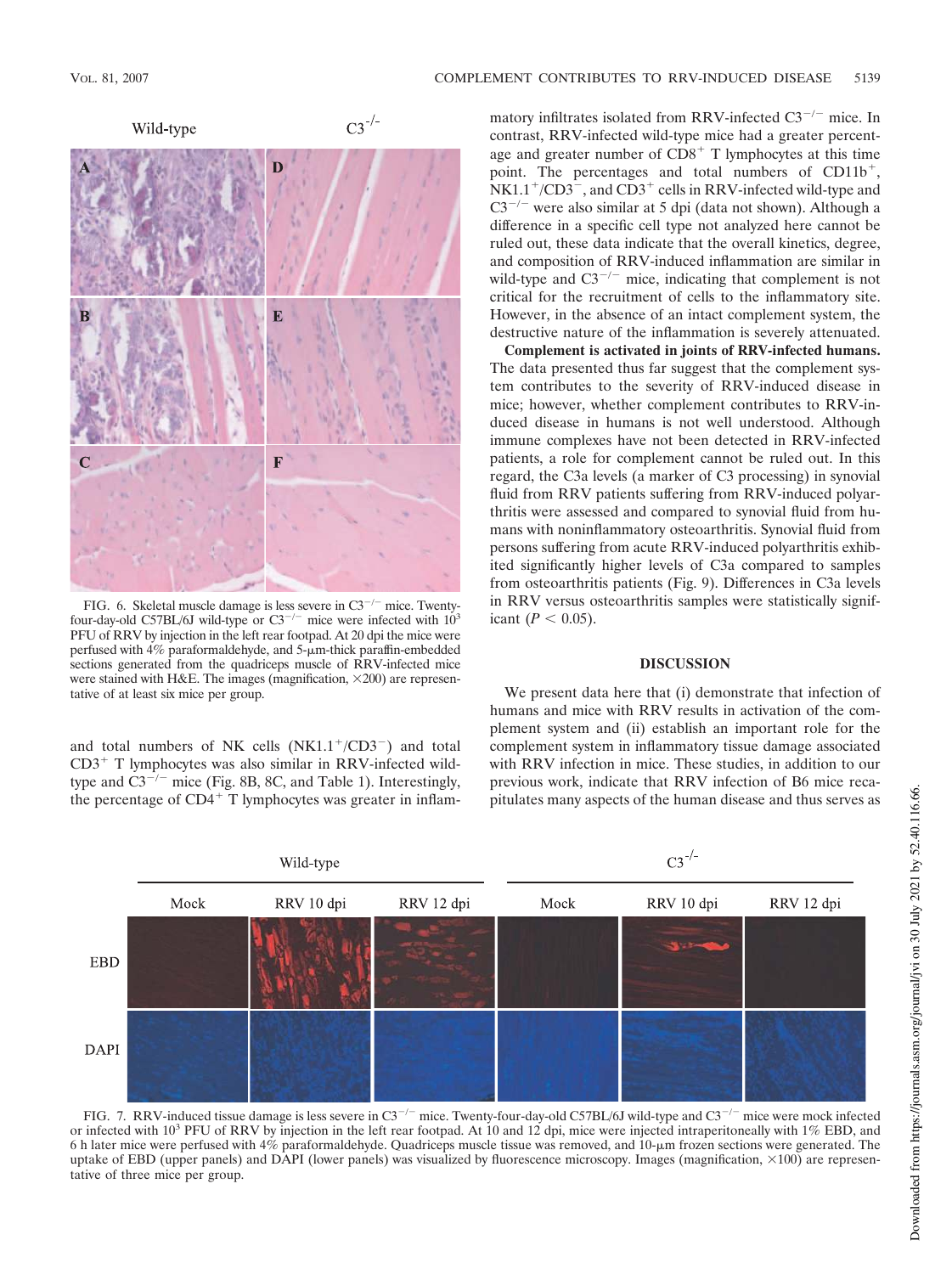FIG. 6. Skeletal muscle damage is less severe in C3$^{-/-}$ mice. Twenty-four-day-old C57BL/6J wild-type or C3$^{-/-}$ mice were infected with $10^3$ PFU of RRV by injection in the left rear footpad. At 20 dpi the mice were perfused with 4% paraformaldehyde, and 5-μm-thick paraffin-embedded sections generated from the quadriceps muscle of RRV-infected mice were stained with H&E. The images (magnification, ×200) are representative of at least six mice per group.

and total numbers of NK cells (NK1.1$^+$/CD3$^-$) and total CD3$^+$ T lymphocytes was also similar in RRV-infected wild-type and C3$^{-/-}$ mice (Fig. 8B, 8C, and Table 1). Interestingly, the percentage of CD4$^+$ T lymphocytes was greater in inflammatory infiltrates isolated from RRV-infected C3$^{-/-}$ mice. In contrast, RRV-infected wild-type mice had a greater percentage and greater number of CD8$^+$ T lymphocytes at this time point. The percentages and total numbers of CD11b$^+$, NK1.1$^+$/CD3$^-$, and CD3$^+$ cells in RRV-infected wild-type and C3$^{-/-}$ were also similar at 5 dpi (data not shown). Although a difference in a specific cell type not analyzed here cannot be ruled out, these data indicate that the overall kinetics, degree, and composition of RRV-induced inflammation are similar in wild-type and C3$^{-/-}$ mice, indicating that complement is not critical for the recruitment of cells to the inflammatory site. However, in the absence of an intact complement system, the destructive nature of the inflammation is severely attenuated.

**Complement is activated in joints of RRV-infected humans.** The data presented thus far suggest that the complement system contributes to the severity of RRV-induced disease in mice; however, whether complement contributes to RRV-induced disease in humans is not well understood. Although immune complexes have not been detected in RRV-infected patients, a role for complement cannot be ruled out. In this regard, the C3a levels (a marker of C3 processing) in synovial fluid from RRV patients suffering from RRV-induced polyarthritis were assessed and compared to synovial fluid from humans with noninflammatory osteoarthritis. Synovial fluid from persons suffering from acute RRV-induced polyarthritis exhibited significantly higher levels of C3a compared to samples from osteoarthritis patients (Fig. 9). Differences in C3a levels in RRV versus osteoarthritis samples were statistically significant ($P < 0.05$).

## DISCUSSION

We present data here that (i) demonstrate that infection of humans and mice with RRV results in activation of the complement system and (ii) establish an important role for the complement system in inflammatory tissue damage associated with RRV infection in mice. These studies, in addition to our previous work, indicate that RRV infection of B6 mice recapitulates many aspects of the human disease and thus serves as

FIG. 7. RRV-induced tissue damage is less severe in C3$^{-/-}$ mice. Twenty-four-day-old C57BL/6J wild-type and C3$^{-/-}$ mice were mock infected or infected with $10^3$ PFU of RRV by injection in the left rear footpad. At 10 and 12 dpi, mice were injected intraperitoneally with 1% EBD, and 6 h later mice were perfused with 4% paraformaldehyde. Quadriceps muscle tissue was removed, and 10-μm frozen sections were generated. The uptake of EBD (upper panels) and DAPI (lower panels) was visualized by fluorescence microscopy. Images (magnification, ×100) are representative of three mice per group.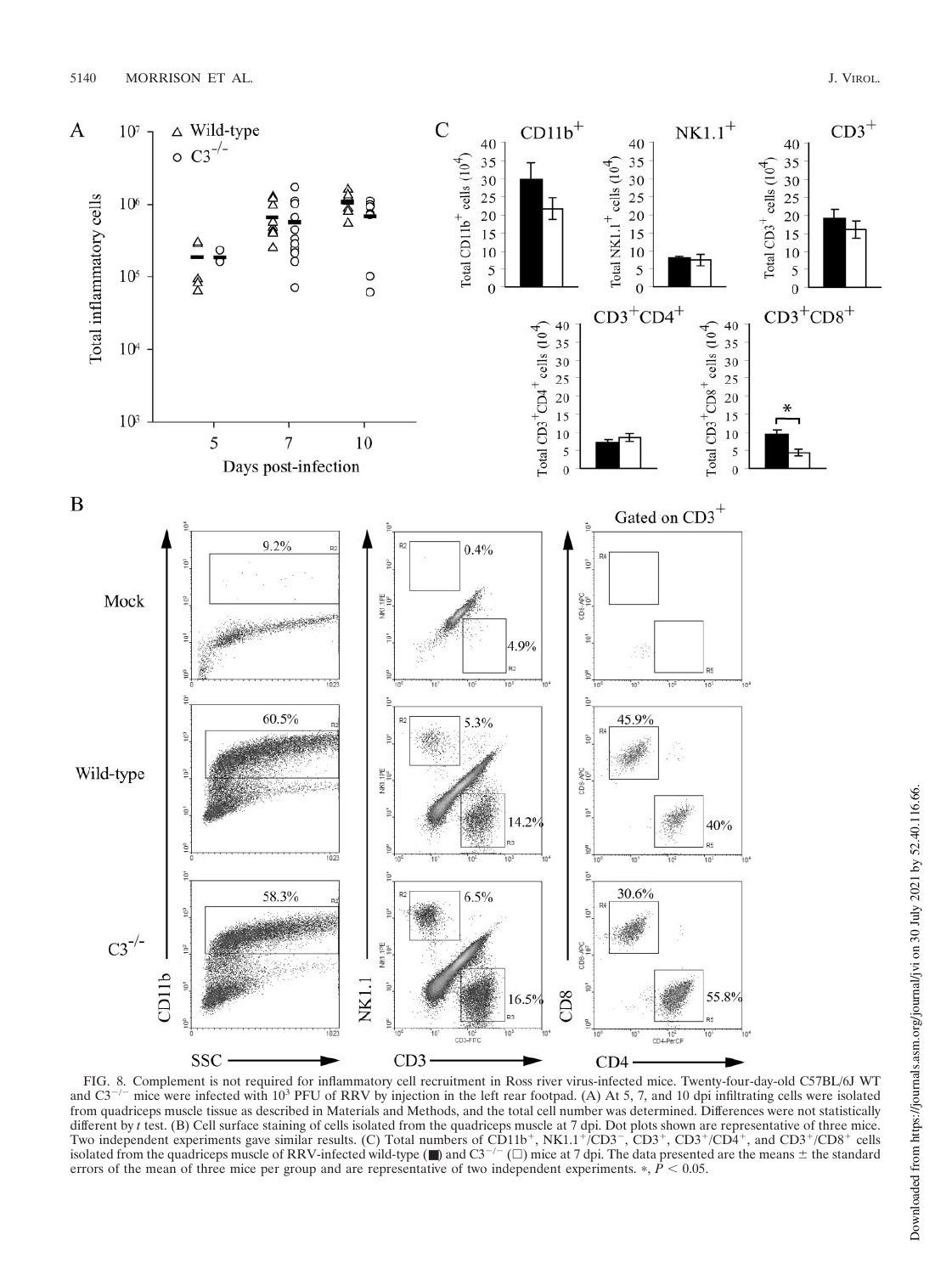FIG. 8. Complement is not required for inflammatory cell recruitment in Ross river virus-infected mice. Twenty-four-day-old C57BL/6J WT and $C3^{-/-}$ mice were infected with $10^3$ PFU of RRV by injection in the left rear footpad. (A) At 5, 7, and 10 dpi infiltrating cells were isolated from quadriceps muscle tissue as described in Materials and Methods, and the total cell number was determined. Differences were not statistically different by t test. (B) Cell surface staining of cells isolated from the quadriceps muscle at 7 dpi. Dot plots shown are representative of three mice. Two independent experiments gave similar results. (C) Total numbers of $CD11b^+$, $NK1.1^+/CD3^-$, $CD3^+$, $CD3^+/CD4^+$, and $CD3^+/CD8^+$ cells isolated from the quadriceps muscle of RRV-infected wild-type (■) and $C3^{-/-}$ (□) mice at 7 dpi. The data presented are the means ± the standard errors of the mean of three mice per group and are representative of two independent experiments. *, $P < 0.05$.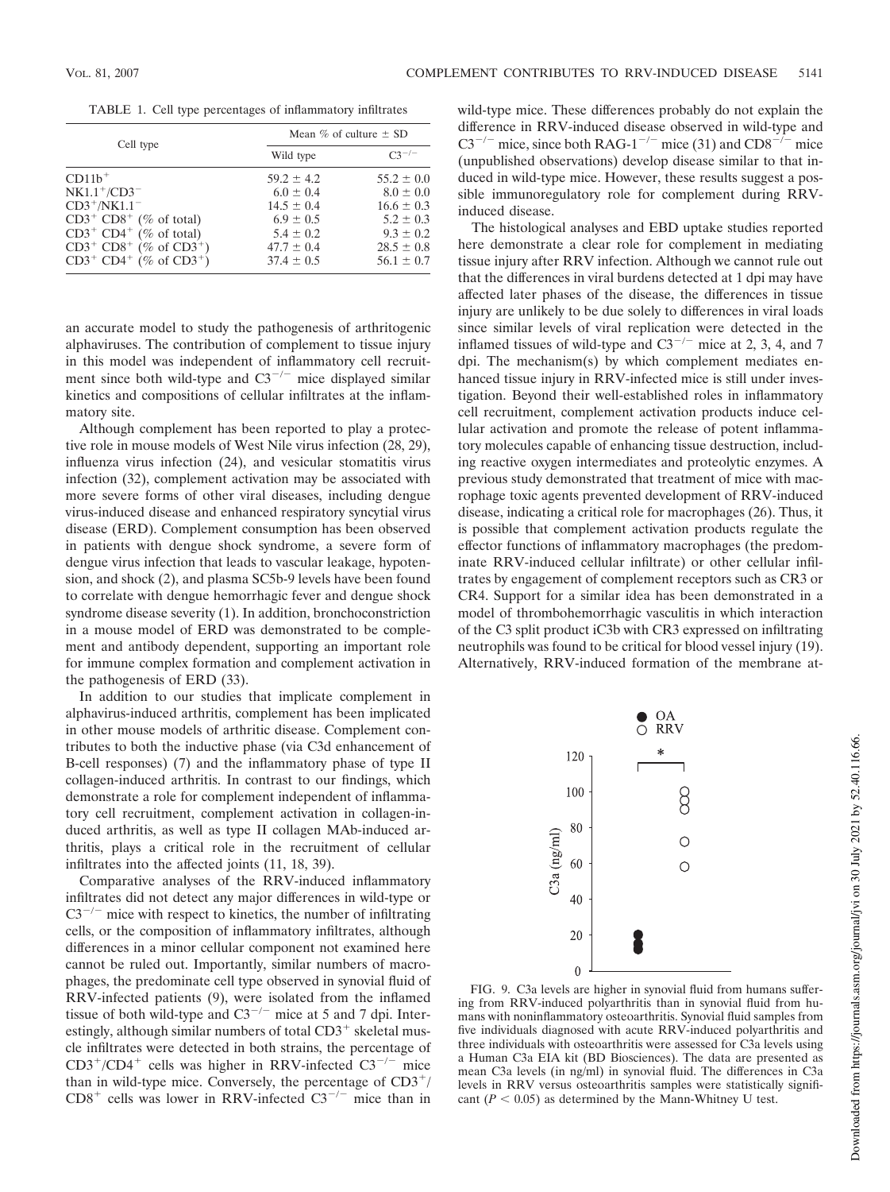TABLE 1. Cell type percentages of inflammatory infiltrates

| Cell type | Mean % of culture ± SD | |
|---|---|---|
| | Wild type | $C3^{-/-}$ |
| $CD11b^+$ | 59.2 ± 4.2 | 55.2 ± 0.0 |
| $NK1.1^+/CD3^-$ | 6.0 ± 0.4 | 8.0 ± 0.0 |
| $CD3^+/NK1.1^-$ | 14.5 ± 0.4 | 16.6 ± 0.3 |
| $CD3^+$ $CD8^+$ (% of total) | 6.9 ± 0.5 | 5.2 ± 0.3 |
| $CD3^+$ $CD4^+$ (% of total) | 5.4 ± 0.2 | 9.3 ± 0.2 |
| $CD3^+$ $CD8^+$ (% of $CD3^+$) | 47.7 ± 0.4 | 28.5 ± 0.8 |
| $CD3^+$ $CD4^+$ (% of $CD3^+$) | 37.4 ± 0.5 | 56.1 ± 0.7 |

an accurate model to study the pathogenesis of arthritogenic alphaviruses. The contribution of complement to tissue injury in this model was independent of inflammatory cell recruitment since both wild-type and $C3^{-/-}$ mice displayed similar kinetics and compositions of cellular infiltrates at the inflammatory site.

Although complement has been reported to play a protective role in mouse models of West Nile virus infection (28, 29), influenza virus infection (24), and vesicular stomatitis virus infection (32), complement activation may be associated with more severe forms of other viral diseases, including dengue virus-induced disease and enhanced respiratory syncytial virus disease (ERD). Complement consumption has been observed in patients with dengue shock syndrome, a severe form of dengue virus infection that leads to vascular leakage, hypotension, and shock (2), and plasma SC5b-9 levels have been found to correlate with dengue hemorrhagic fever and dengue shock syndrome disease severity (1). In addition, bronchoconstriction in a mouse model of ERD was demonstrated to be complement and antibody dependent, supporting an important role for immune complex formation and complement activation in the pathogenesis of ERD (33).

In addition to our studies that implicate complement in alphavirus-induced arthritis, complement has been implicated in other mouse models of arthritic disease. Complement contributes to both the inductive phase (via C3d enhancement of B-cell responses) (7) and the inflammatory phase of type II collagen-induced arthritis. In contrast to our findings, which demonstrate a role for complement independent of inflammatory cell recruitment, complement activation in collagen-induced arthritis, as well as type II collagen MAb-induced arthritis, plays a critical role in the recruitment of cellular infiltrates into the affected joints (11, 18, 39).

Comparative analyses of the RRV-induced inflammatory infiltrates did not detect any major differences in wild-type or $C3^{-/-}$ mice with respect to kinetics, the number of infiltrating cells, or the composition of inflammatory infiltrates, although differences in a minor cellular component not examined here cannot be ruled out. Importantly, similar numbers of macrophages, the predominate cell type observed in synovial fluid of RRV-infected patients (9), were isolated from the inflamed tissue of both wild-type and $C3^{-/-}$ mice at 5 and 7 dpi. Interestingly, although similar numbers of total $CD3^+$ skeletal muscle infiltrates were detected in both strains, the percentage of $CD3^+/CD4^+$ cells was higher in RRV-infected $C3^{-/-}$ mice than in wild-type mice. Conversely, the percentage of $CD3^+/CD8^+$ cells was lower in RRV-infected $C3^{-/-}$ mice than in wild-type mice. These differences probably do not explain the difference in RRV-induced disease observed in wild-type and $C3^{-/-}$ mice, since both $RAG\text{-}1^{-/-}$ mice (31) and $CD8^{-/-}$ mice (unpublished observations) develop disease similar to that induced in wild-type mice. However, these results suggest a possible immunoregulatory role for complement during RRV-induced disease.

The histological analyses and EBD uptake studies reported here demonstrate a clear role for complement in mediating tissue injury after RRV infection. Although we cannot rule out that the differences in viral burdens detected at 1 dpi may have affected later phases of the disease, the differences in tissue injury are unlikely to be due solely to differences in viral loads since similar levels of viral replication were detected in the inflamed tissues of wild-type and $C3^{-/-}$ mice at 2, 3, 4, and 7 dpi. The mechanism(s) by which complement mediates enhanced tissue injury in RRV-infected mice is still under investigation. Beyond their well-established roles in inflammatory cell recruitment, complement activation products induce cellular activation and promote the release of potent inflammatory molecules capable of enhancing tissue destruction, including reactive oxygen intermediates and proteolytic enzymes. A previous study demonstrated that treatment of mice with macrophage toxic agents prevented development of RRV-induced disease, indicating a critical role for macrophages (26). Thus, it is possible that complement activation products regulate the effector functions of inflammatory macrophages (the predominate RRV-induced cellular infiltrate) or other cellular infiltrates by engagement of complement receptors such as CR3 or CR4. Support for a similar idea has been demonstrated in a model of thrombohemorrhagic vasculitis in which interaction of the C3 split product iC3b with CR3 expressed on infiltrating neutrophils was found to be critical for blood vessel injury (19). Alternatively, RRV-induced formation of the membrane at-

FIG. 9. C3a levels are higher in synovial fluid from humans suffering from RRV-induced polyarthritis than in synovial fluid from humans with noninflammatory osteoarthritis. Synovial fluid samples from five individuals diagnosed with acute RRV-induced polyarthritis and three individuals with osteoarthritis were assessed for C3a levels using a Human C3a EIA kit (BD Biosciences). The data are presented as mean C3a levels (in ng/ml) in synovial fluid. The differences in C3a levels in RRV versus osteoarthritis samples were statistically significant ($P < 0.05$) as determined by the Mann-Whitney U test.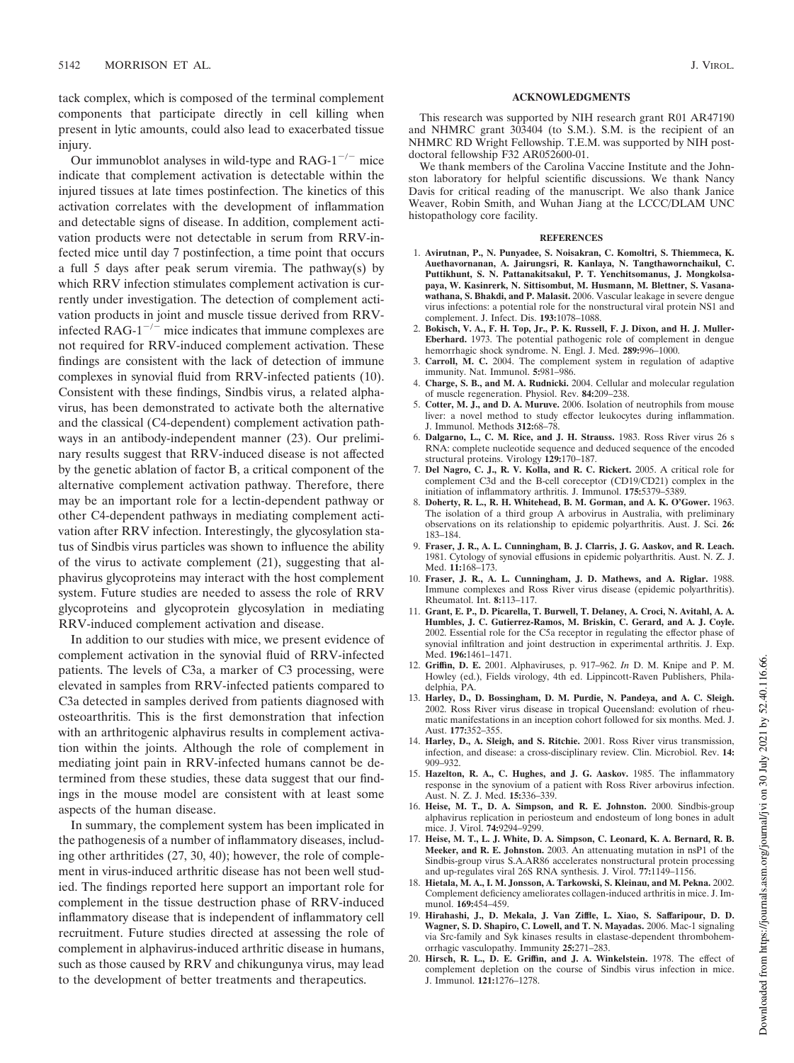tack complex, which is composed of the terminal complement components that participate directly in cell killing when present in lytic amounts, could also lead to exacerbated tissue injury.

Our immunoblot analyses in wild-type and RAG-$1^{-/-}$ mice indicate that complement activation is detectable within the injured tissues at late times postinfection. The kinetics of this activation correlates with the development of inflammation and detectable signs of disease. In addition, complement activation products were not detectable in serum from RRV-infected mice until day 7 postinfection, a time point that occurs a full 5 days after peak serum viremia. The pathway(s) by which RRV infection stimulates complement activation is currently under investigation. The detection of complement activation products in joint and muscle tissue derived from RRV-infected RAG-$1^{-/-}$ mice indicates that immune complexes are not required for RRV-induced complement activation. These findings are consistent with the lack of detection of immune complexes in synovial fluid from RRV-infected patients (10). Consistent with these findings, Sindbis virus, a related alphavirus, has been demonstrated to activate both the alternative and the classical (C4-dependent) complement activation pathways in an antibody-independent manner (23). Our preliminary results suggest that RRV-induced disease is not affected by the genetic ablation of factor B, a critical component of the alternative complement activation pathway. Therefore, there may be an important role for a lectin-dependent pathway or other C4-dependent pathways in mediating complement activation after RRV infection. Interestingly, the glycosylation status of Sindbis virus particles was shown to influence the ability of the virus to activate complement (21), suggesting that alphavirus glycoproteins may interact with the host complement system. Future studies are needed to assess the role of RRV glycoproteins and glycoprotein glycosylation in mediating RRV-induced complement activation and disease.

In addition to our studies with mice, we present evidence of complement activation in the synovial fluid of RRV-infected patients. The levels of C3a, a marker of C3 processing, were elevated in samples from RRV-infected patients compared to C3a detected in samples derived from patients diagnosed with osteoarthritis. This is the first demonstration that infection with an arthritogenic alphavirus results in complement activation within the joints. Although the role of complement in mediating joint pain in RRV-infected humans cannot be determined from these studies, these data suggest that our findings in the mouse model are consistent with at least some aspects of the human disease.

In summary, the complement system has been implicated in the pathogenesis of a number of inflammatory diseases, including other arthritides (27, 30, 40); however, the role of complement in virus-induced arthritic disease has not been well studied. The findings reported here support an important role for complement in the tissue destruction phase of RRV-induced inflammatory disease that is independent of inflammatory cell recruitment. Future studies directed at assessing the role of complement in alphavirus-induced arthritic disease in humans, such as those caused by RRV and chikungunya virus, may lead to the development of better treatments and therapeutics.

## ACKNOWLEDGMENTS

This research was supported by NIH research grant R01 AR47190 and NHMRC grant 303404 (to S.M.). S.M. is the recipient of an NHMRC RD Wright Fellowship. T.E.M. was supported by NIH postdoctoral fellowship F32 AR052600-01.

We thank members of the Carolina Vaccine Institute and the Johnston laboratory for helpful scientific discussions. We thank Nancy Davis for critical reading of the manuscript. We also thank Janice Weaver, Robin Smith, and Wuhan Jiang at the LCCC/DLAM UNC histopathology core facility.

## REFERENCES

1. **Avirutnan, P., N. Punyadee, S. Noisakran, C. Komoltri, S. Thiemmeca, K. Auethavornanan, A. Jairungsri, R. Kanlaya, N. Tangthawornchaikul, C. Puttikhunt, S. N. Pattanakitsakul, P. T. Yenchitsomanus, J. Mongkolsapaya, W. Kasinrerk, N. Sittisombut, M. Husmann, M. Blettner, S. Vasanawathana, S. Bhakdi, and P. Malasit.** 2006. Vascular leakage in severe dengue virus infections: a potential role for the nonstructural viral protein NS1 and complement. J. Infect. Dis. **193:**1078–1088.
2. **Bokisch, V. A., F. H. Top, Jr., P. K. Russell, F. J. Dixon, and H. J. Muller-Eberhard.** 1973. The potential pathogenic role of complement in dengue hemorrhagic shock syndrome. N. Engl. J. Med. **289:**996–1000.
3. **Carroll, M. C.** 2004. The complement system in regulation of adaptive immunity. Nat. Immunol. **5:**981–986.
4. **Charge, S. B., and M. A. Rudnicki.** 2004. Cellular and molecular regulation of muscle regeneration. Physiol. Rev. **84:**209–238.
5. **Cotter, M. J., and D. A. Muruve.** 2006. Isolation of neutrophils from mouse liver: a novel method to study effector leukocytes during inflammation. J. Immunol. Methods **312:**68–78.
6. **Dalgarno, L., C. M. Rice, and J. H. Strauss.** 1983. Ross River virus 26 s RNA: complete nucleotide sequence and deduced sequence of the encoded structural proteins. Virology **129:**170–187.
7. **Del Nagro, C. J., R. V. Kolla, and R. C. Rickert.** 2005. A critical role for complement C3d and the B-cell coreceptor (CD19/CD21) complex in the initiation of inflammatory arthritis. J. Immunol. **175:**5379–5389.
8. **Doherty, R. L., R. H. Whitehead, B. M. Gorman, and A. K. O'Gower.** 1963. The isolation of a third group A arbovirus in Australia, with preliminary observations on its relationship to epidemic polyarthritis. Aust. J. Sci. **26:** 183–184.
9. **Fraser, J. R., A. L. Cunningham, B. J. Clarris, J. G. Aaskov, and R. Leach.** 1981. Cytology of synovial effusions in epidemic polyarthritis. Aust. N. Z. J. Med. **11:**168–173.
10. **Fraser, J. R., A. L. Cunningham, J. D. Mathews, and A. Riglar.** 1988. Immune complexes and Ross River virus disease (epidemic polyarthritis). Rheumatol. Int. **8:**113–117.
11. **Grant, E. P., D. Picarella, T. Burwell, T. Delaney, A. Croci, N. Avitahl, A. A. Humbles, J. C. Gutierrez-Ramos, M. Briskin, C. Gerard, and A. J. Coyle.** 2002. Essential role for the C5a receptor in regulating the effector phase of synovial infiltration and joint destruction in experimental arthritis. J. Exp. Med. **196:**1461–1471.
12. **Griffin, D. E.** 2001. Alphaviruses, p. 917–962. *In* D. M. Knipe and P. M. Howley (ed.), Fields virology, 4th ed. Lippincott-Raven Publishers, Philadelphia, PA.
13. **Harley, D., D. Bossingham, D. M. Purdie, N. Pandeya, and A. C. Sleigh.** 2002. Ross River virus disease in tropical Queensland: evolution of rheumatic manifestations in an inception cohort followed for six months. Med. J. Aust. **177:**352–355.
14. **Harley, D., A. Sleigh, and S. Ritchie.** 2001. Ross River virus transmission, infection, and disease: a cross-disciplinary review. Clin. Microbiol. Rev. **14:** 909–932.
15. **Hazelton, R. A., C. Hughes, and J. G. Aaskov.** 1985. The inflammatory response in the synovium of a patient with Ross River arbovirus infection. Aust. N. Z. J. Med. **15:**336–339.
16. **Heise, M. T., D. A. Simpson, and R. E. Johnston.** 2000. Sindbis-group alphavirus replication in periosteum and endosteum of long bones in adult mice. J. Virol. **74:**9294–9299.
17. **Heise, M. T., L. J. White, D. A. Simpson, C. Leonard, K. A. Bernard, R. B. Meeker, and R. E. Johnston.** 2003. An attenuating mutation in nsP1 of the Sindbis-group virus S.A.AR86 accelerates nonstructural protein processing and up-regulates viral 26S RNA synthesis. J. Virol. **77:**1149–1156.
18. **Hietala, M. A., I. M. Jonsson, A. Tarkowski, S. Kleinau, and M. Pekna.** 2002. Complement deficiency ameliorates collagen-induced arthritis in mice. J. Immunol. **169:**454–459.
19. **Hirahashi, J., D. Mekala, J. Van Ziffle, L. Xiao, S. Saffaripour, D. D. Wagner, S. D. Shapiro, C. Lowell, and T. N. Mayadas.** 2006. Mac-1 signaling via Src-family and Syk kinases results in elastase-dependent thrombohemorrhagic vasculopathy. Immunity **25:**271–283.
20. **Hirsch, R. L., D. E. Griffin, and J. A. Winkelstein.** 1978. The effect of complement depletion on the course of Sindbis virus infection in mice. J. Immunol. **121:**1276–1278.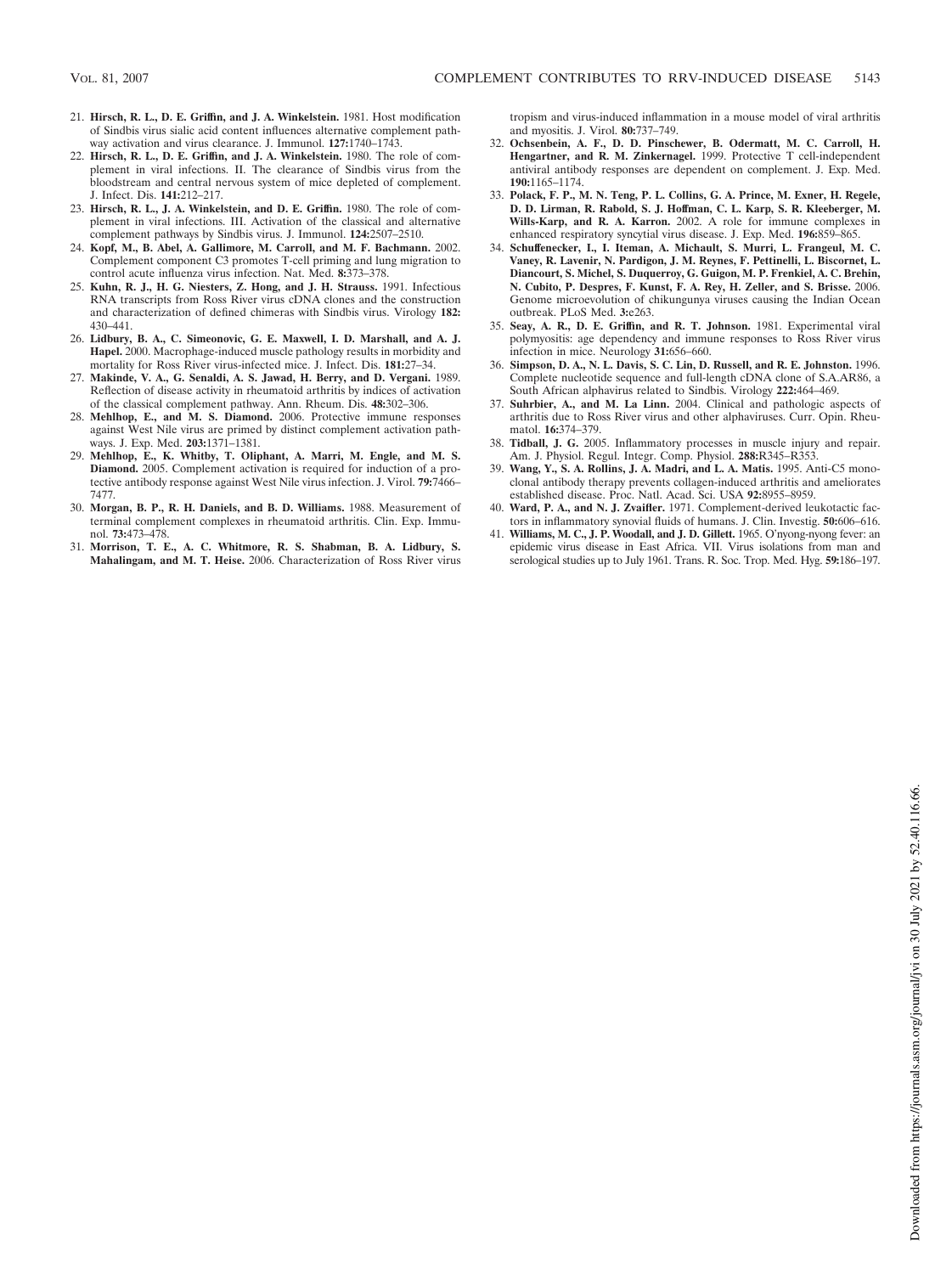21. **Hirsch, R. L., D. E. Griffin, and J. A. Winkelstein.** 1981. Host modification of Sindbis virus sialic acid content influences alternative complement pathway activation and virus clearance. J. Immunol. **127:**1740–1743.
22. **Hirsch, R. L., D. E. Griffin, and J. A. Winkelstein.** 1980. The role of complement in viral infections. II. The clearance of Sindbis virus from the bloodstream and central nervous system of mice depleted of complement. J. Infect. Dis. **141:**212–217.
23. **Hirsch, R. L., J. A. Winkelstein, and D. E. Griffin.** 1980. The role of complement in viral infections. III. Activation of the classical and alternative complement pathways by Sindbis virus. J. Immunol. **124:**2507–2510.
24. **Kopf, M., B. Abel, A. Gallimore, M. Carroll, and M. F. Bachmann.** 2002. Complement component C3 promotes T-cell priming and lung migration to control acute influenza virus infection. Nat. Med. **8:**373–378.
25. **Kuhn, R. J., H. G. Niesters, Z. Hong, and J. H. Strauss.** 1991. Infectious RNA transcripts from Ross River virus cDNA clones and the construction and characterization of defined chimeras with Sindbis virus. Virology **182:** 430–441.
26. **Lidbury, B. A., C. Simeonovic, G. E. Maxwell, I. D. Marshall, and A. J. Hapel.** 2000. Macrophage-induced muscle pathology results in morbidity and mortality for Ross River virus-infected mice. J. Infect. Dis. **181:**27–34.
27. **Makinde, V. A., G. Senaldi, A. S. Jawad, H. Berry, and D. Vergani.** 1989. Reflection of disease activity in rheumatoid arthritis by indices of activation of the classical complement pathway. Ann. Rheum. Dis. **48:**302–306.
28. **Mehlhop, E., and M. S. Diamond.** 2006. Protective immune responses against West Nile virus are primed by distinct complement activation pathways. J. Exp. Med. **203:**1371–1381.
29. **Mehlhop, E., K. Whitby, T. Oliphant, A. Marri, M. Engle, and M. S. Diamond.** 2005. Complement activation is required for induction of a protective antibody response against West Nile virus infection. J. Virol. **79:**7466–7477.
30. **Morgan, B. P., R. H. Daniels, and B. D. Williams.** 1988. Measurement of terminal complement complexes in rheumatoid arthritis. Clin. Exp. Immunol. **73:**473–478.
31. **Morrison, T. E., A. C. Whitmore, R. S. Shabman, B. A. Lidbury, S. Mahalingam, and M. T. Heise.** 2006. Characterization of Ross River virus tropism and virus-induced inflammation in a mouse model of viral arthritis and myositis. J. Virol. **80:**737–749.
32. **Ochsenbein, A. F., D. D. Pinschewer, B. Odermatt, M. C. Carroll, H. Hengartner, and R. M. Zinkernagel.** 1999. Protective T cell-independent antiviral antibody responses are dependent on complement. J. Exp. Med. **190:**1165–1174.
33. **Polack, F. P., M. N. Teng, P. L. Collins, G. A. Prince, M. Exner, H. Regele, D. D. Lirman, R. Rabold, S. J. Hoffman, C. L. Karp, S. R. Kleeberger, M. Wills-Karp, and R. A. Karron.** 2002. A role for immune complexes in enhanced respiratory syncytial virus disease. J. Exp. Med. **196:**859–865.
34. **Schuffenecker, I., I. Iteman, A. Michault, S. Murri, L. Frangeul, M. C. Vaney, R. Lavenir, N. Pardigon, J. M. Reynes, F. Pettinelli, L. Biscornet, L. Diancourt, S. Michel, S. Duquerroy, G. Guigon, M. P. Frenkiel, A. C. Brehin, N. Cubito, P. Despres, F. Kunst, F. A. Rey, H. Zeller, and S. Brisse.** 2006. Genome microevolution of chikungunya viruses causing the Indian Ocean outbreak. PLoS Med. **3:**e263.
35. **Seay, A. R., D. E. Griffin, and R. T. Johnson.** 1981. Experimental viral polymyositis: age dependency and immune responses to Ross River virus infection in mice. Neurology **31:**656–660.
36. **Simpson, D. A., N. L. Davis, S. C. Lin, D. Russell, and R. E. Johnston.** 1996. Complete nucleotide sequence and full-length cDNA clone of S.A.AR86, a South African alphavirus related to Sindbis. Virology **222:**464–469.
37. **Suhrbier, A., and M. La Linn.** 2004. Clinical and pathologic aspects of arthritis due to Ross River virus and other alphaviruses. Curr. Opin. Rheumatol. **16:**374–379.
38. **Tidball, J. G.** 2005. Inflammatory processes in muscle injury and repair. Am. J. Physiol. Regul. Integr. Comp. Physiol. **288:**R345–R353.
39. **Wang, Y., S. A. Rollins, J. A. Madri, and L. A. Matis.** 1995. Anti-C5 monoclonal antibody therapy prevents collagen-induced arthritis and ameliorates established disease. Proc. Natl. Acad. Sci. USA **92:**8955–8959.
40. **Ward, P. A., and N. J. Zvaifler.** 1971. Complement-derived leukotactic factors in inflammatory synovial fluids of humans. J. Clin. Investig. **50:**606–616.
41. **Williams, M. C., J. P. Woodall, and J. D. Gillett.** 1965. O'nyong-nyong fever: an epidemic virus disease in East Africa. VII. Virus isolations from man and serological studies up to July 1961. Trans. R. Soc. Trop. Med. Hyg. **59:**186–197.